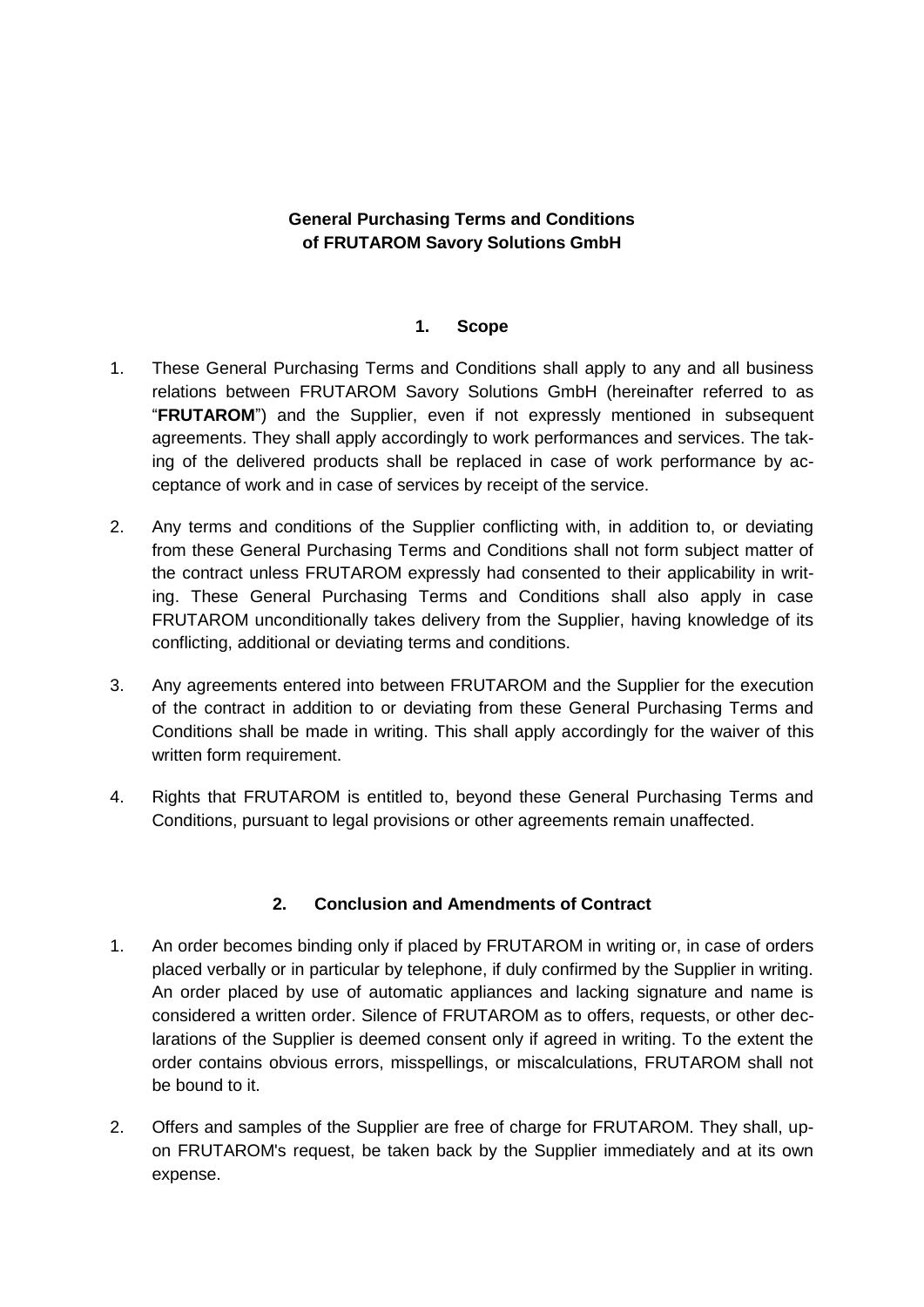# General Purchasing Terms and Conditions of FRUTAROM Savory Solutions GmbH

## 1. Scope

1. These General Purchasing Terms and Conditions shall apply to any and all business relations between FRUTAROM Savory Solutions GmbH (hereinafter referred to as "**FRUTAROM**") and the Supplier, even if not expressly mentioned in subsequent agreements. They shall apply accordingly to work performances and services. The taking of the delivered products shall be replaced in case of work performance by acceptance of work and in case of services by receipt of the service.

2. Any terms and conditions of the Supplier conflicting with, in addition to, or deviating from these General Purchasing Terms and Conditions shall not form subject matter of the contract unless FRUTAROM expressly had consented to their applicability in writing. These General Purchasing Terms and Conditions shall also apply in case FRUTAROM unconditionally takes delivery from the Supplier, having knowledge of its conflicting, additional or deviating terms and conditions.

3. Any agreements entered into between FRUTAROM and the Supplier for the execution of the contract in addition to or deviating from these General Purchasing Terms and Conditions shall be made in writing. This shall apply accordingly for the waiver of this written form requirement.

4. Rights that FRUTAROM is entitled to, beyond these General Purchasing Terms and Conditions, pursuant to legal provisions or other agreements remain unaffected.

## 2. Conclusion and Amendments of Contract

1. An order becomes binding only if placed by FRUTAROM in writing or, in case of orders placed verbally or in particular by telephone, if duly confirmed by the Supplier in writing. An order placed by use of automatic appliances and lacking signature and name is considered a written order. Silence of FRUTAROM as to offers, requests, or other declarations of the Supplier is deemed consent only if agreed in writing. To the extent the order contains obvious errors, misspellings, or miscalculations, FRUTAROM shall not be bound to it.

2. Offers and samples of the Supplier are free of charge for FRUTAROM. They shall, upon FRUTAROM's request, be taken back by the Supplier immediately and at its own expense.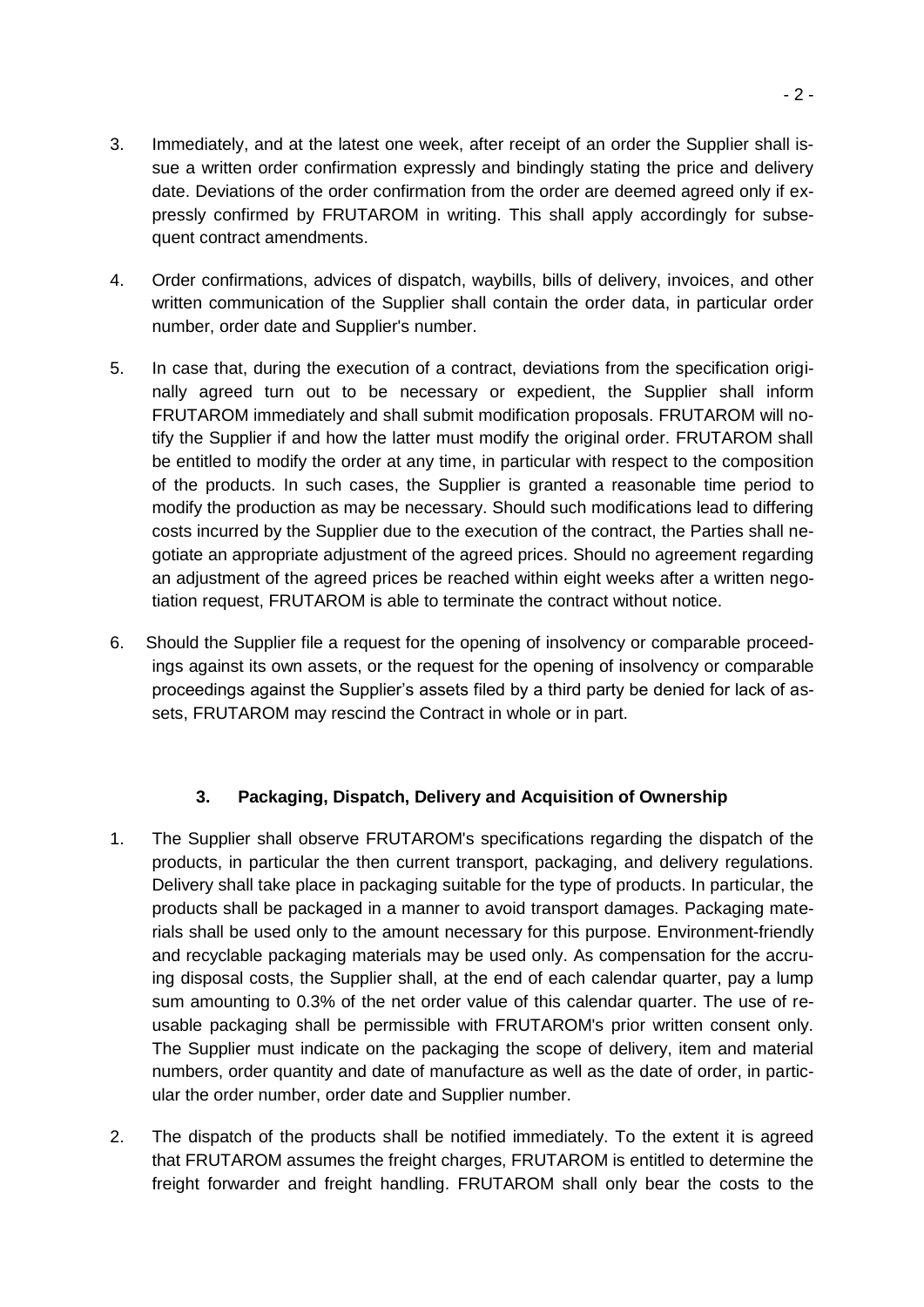3. Immediately, and at the latest one week, after receipt of an order the Supplier shall issue a written order confirmation expressly and bindingly stating the price and delivery date. Deviations of the order confirmation from the order are deemed agreed only if expressly confirmed by FRUTAROM in writing. This shall apply accordingly for subsequent contract amendments.

4. Order confirmations, advices of dispatch, waybills, bills of delivery, invoices, and other written communication of the Supplier shall contain the order data, in particular order number, order date and Supplier's number.

5. In case that, during the execution of a contract, deviations from the specification originally agreed turn out to be necessary or expedient, the Supplier shall inform FRUTAROM immediately and shall submit modification proposals. FRUTAROM will notify the Supplier if and how the latter must modify the original order. FRUTAROM shall be entitled to modify the order at any time, in particular with respect to the composition of the products. In such cases, the Supplier is granted a reasonable time period to modify the production as may be necessary. Should such modifications lead to differing costs incurred by the Supplier due to the execution of the contract, the Parties shall negotiate an appropriate adjustment of the agreed prices. Should no agreement regarding an adjustment of the agreed prices be reached within eight weeks after a written negotiation request, FRUTAROM is able to terminate the contract without notice.

6. Should the Supplier file a request for the opening of insolvency or comparable proceedings against its own assets, or the request for the opening of insolvency or comparable proceedings against the Supplier's assets filed by a third party be denied for lack of assets, FRUTAROM may rescind the Contract in whole or in part.

## 3. Packaging, Dispatch, Delivery and Acquisition of Ownership

1. The Supplier shall observe FRUTAROM's specifications regarding the dispatch of the products, in particular the then current transport, packaging, and delivery regulations. Delivery shall take place in packaging suitable for the type of products. In particular, the products shall be packaged in a manner to avoid transport damages. Packaging materials shall be used only to the amount necessary for this purpose. Environment-friendly and recyclable packaging materials may be used only. As compensation for the accruing disposal costs, the Supplier shall, at the end of each calendar quarter, pay a lump sum amounting to 0.3% of the net order value of this calendar quarter. The use of reusable packaging shall be permissible with FRUTAROM's prior written consent only. The Supplier must indicate on the packaging the scope of delivery, item and material numbers, order quantity and date of manufacture as well as the date of order, in particular the order number, order date and Supplier number.

2. The dispatch of the products shall be notified immediately. To the extent it is agreed that FRUTAROM assumes the freight charges, FRUTAROM is entitled to determine the freight forwarder and freight handling. FRUTAROM shall only bear the costs to the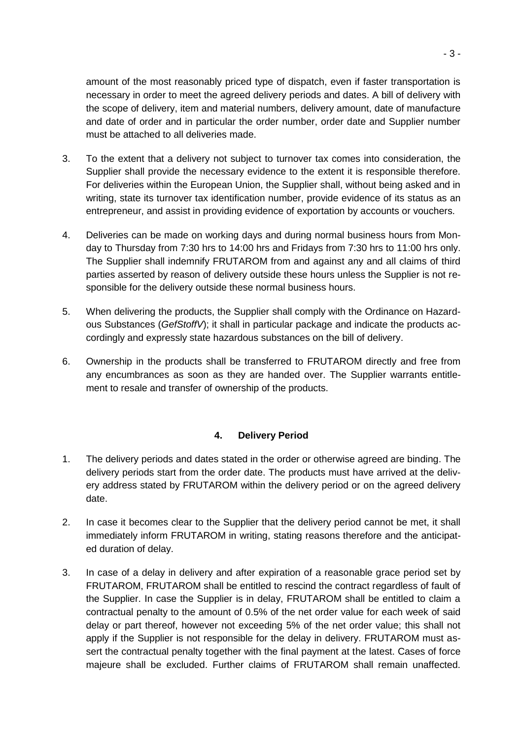amount of the most reasonably priced type of dispatch, even if faster transportation is necessary in order to meet the agreed delivery periods and dates. A bill of delivery with the scope of delivery, item and material numbers, delivery amount, date of manufacture and date of order and in particular the order number, order date and Supplier number must be attached to all deliveries made.

3. To the extent that a delivery not subject to turnover tax comes into consideration, the Supplier shall provide the necessary evidence to the extent it is responsible therefore. For deliveries within the European Union, the Supplier shall, without being asked and in writing, state its turnover tax identification number, provide evidence of its status as an entrepreneur, and assist in providing evidence of exportation by accounts or vouchers.

4. Deliveries can be made on working days and during normal business hours from Monday to Thursday from 7:30 hrs to 14:00 hrs and Fridays from 7:30 hrs to 11:00 hrs only. The Supplier shall indemnify FRUTAROM from and against any and all claims of third parties asserted by reason of delivery outside these hours unless the Supplier is not responsible for the delivery outside these normal business hours.

5. When delivering the products, the Supplier shall comply with the Ordinance on Hazardous Substances (*GefStoffV*); it shall in particular package and indicate the products accordingly and expressly state hazardous substances on the bill of delivery.

6. Ownership in the products shall be transferred to FRUTAROM directly and free from any encumbrances as soon as they are handed over. The Supplier warrants entitlement to resale and transfer of ownership of the products.

## 4. Delivery Period

1. The delivery periods and dates stated in the order or otherwise agreed are binding. The delivery periods start from the order date. The products must have arrived at the delivery address stated by FRUTAROM within the delivery period or on the agreed delivery date.

2. In case it becomes clear to the Supplier that the delivery period cannot be met, it shall immediately inform FRUTAROM in writing, stating reasons therefore and the anticipated duration of delay.

3. In case of a delay in delivery and after expiration of a reasonable grace period set by FRUTAROM, FRUTAROM shall be entitled to rescind the contract regardless of fault of the Supplier. In case the Supplier is in delay, FRUTAROM shall be entitled to claim a contractual penalty to the amount of 0.5% of the net order value for each week of said delay or part thereof, however not exceeding 5% of the net order value; this shall not apply if the Supplier is not responsible for the delay in delivery. FRUTAROM must assert the contractual penalty together with the final payment at the latest. Cases of force majeure shall be excluded. Further claims of FRUTAROM shall remain unaffected.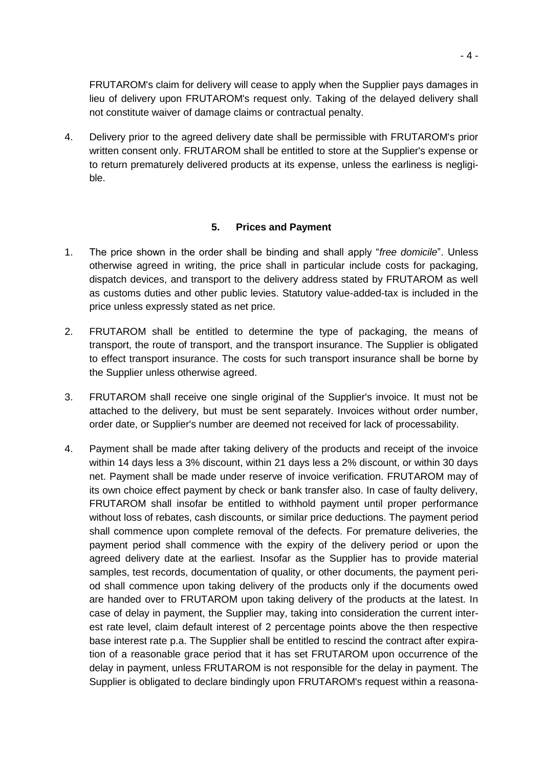FRUTAROM's claim for delivery will cease to apply when the Supplier pays damages in lieu of delivery upon FRUTAROM's request only. Taking of the delayed delivery shall not constitute waiver of damage claims or contractual penalty.

4. Delivery prior to the agreed delivery date shall be permissible with FRUTAROM's prior written consent only. FRUTAROM shall be entitled to store at the Supplier's expense or to return prematurely delivered products at its expense, unless the earliness is negligible.

## 5. Prices and Payment

1. The price shown in the order shall be binding and shall apply "*free domicile*". Unless otherwise agreed in writing, the price shall in particular include costs for packaging, dispatch devices, and transport to the delivery address stated by FRUTAROM as well as customs duties and other public levies. Statutory value-added-tax is included in the price unless expressly stated as net price.

2. FRUTAROM shall be entitled to determine the type of packaging, the means of transport, the route of transport, and the transport insurance. The Supplier is obligated to effect transport insurance. The costs for such transport insurance shall be borne by the Supplier unless otherwise agreed.

3. FRUTAROM shall receive one single original of the Supplier's invoice. It must not be attached to the delivery, but must be sent separately. Invoices without order number, order date, or Supplier's number are deemed not received for lack of processability.

4. Payment shall be made after taking delivery of the products and receipt of the invoice within 14 days less a 3% discount, within 21 days less a 2% discount, or within 30 days net. Payment shall be made under reserve of invoice verification. FRUTAROM may of its own choice effect payment by check or bank transfer also. In case of faulty delivery, FRUTAROM shall insofar be entitled to withhold payment until proper performance without loss of rebates, cash discounts, or similar price deductions. The payment period shall commence upon complete removal of the defects. For premature deliveries, the payment period shall commence with the expiry of the delivery period or upon the agreed delivery date at the earliest. Insofar as the Supplier has to provide material samples, test records, documentation of quality, or other documents, the payment period shall commence upon taking delivery of the products only if the documents owed are handed over to FRUTAROM upon taking delivery of the products at the latest. In case of delay in payment, the Supplier may, taking into consideration the current interest rate level, claim default interest of 2 percentage points above the then respective base interest rate p.a. The Supplier shall be entitled to rescind the contract after expiration of a reasonable grace period that it has set FRUTAROM upon occurrence of the delay in payment, unless FRUTAROM is not responsible for the delay in payment. The Supplier is obligated to declare bindingly upon FRUTAROM's request within a reasona-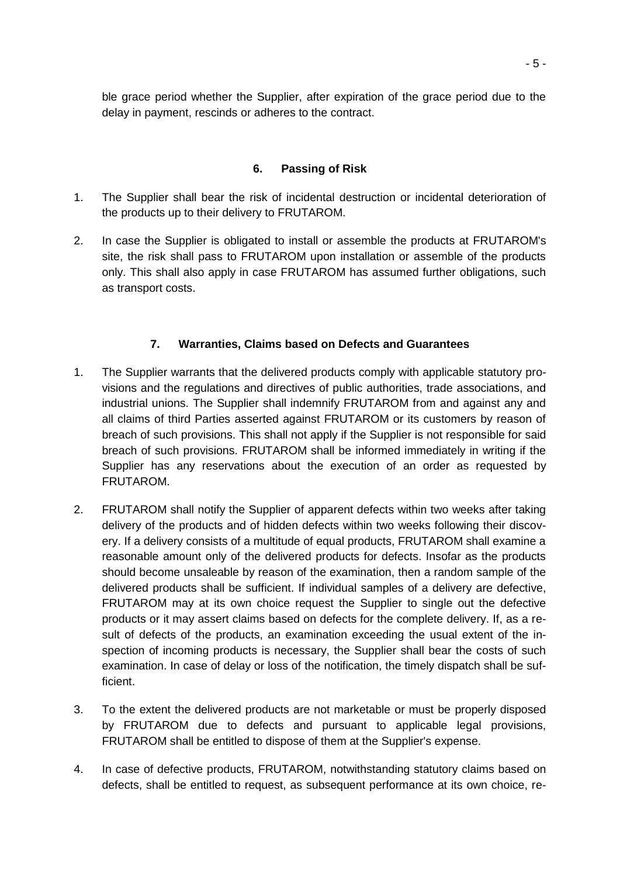ble grace period whether the Supplier, after expiration of the grace period due to the delay in payment, rescinds or adheres to the contract.

## 6. Passing of Risk

1. The Supplier shall bear the risk of incidental destruction or incidental deterioration of the products up to their delivery to FRUTAROM.

2. In case the Supplier is obligated to install or assemble the products at FRUTAROM's site, the risk shall pass to FRUTAROM upon installation or assemble of the products only. This shall also apply in case FRUTAROM has assumed further obligations, such as transport costs.

## 7. Warranties, Claims based on Defects and Guarantees

1. The Supplier warrants that the delivered products comply with applicable statutory provisions and the regulations and directives of public authorities, trade associations, and industrial unions. The Supplier shall indemnify FRUTAROM from and against any and all claims of third Parties asserted against FRUTAROM or its customers by reason of breach of such provisions. This shall not apply if the Supplier is not responsible for said breach of such provisions. FRUTAROM shall be informed immediately in writing if the Supplier has any reservations about the execution of an order as requested by FRUTAROM.

2. FRUTAROM shall notify the Supplier of apparent defects within two weeks after taking delivery of the products and of hidden defects within two weeks following their discovery. If a delivery consists of a multitude of equal products, FRUTAROM shall examine a reasonable amount only of the delivered products for defects. Insofar as the products should become unsaleable by reason of the examination, then a random sample of the delivered products shall be sufficient. If individual samples of a delivery are defective, FRUTAROM may at its own choice request the Supplier to single out the defective products or it may assert claims based on defects for the complete delivery. If, as a result of defects of the products, an examination exceeding the usual extent of the inspection of incoming products is necessary, the Supplier shall bear the costs of such examination. In case of delay or loss of the notification, the timely dispatch shall be sufficient.

3. To the extent the delivered products are not marketable or must be properly disposed by FRUTAROM due to defects and pursuant to applicable legal provisions, FRUTAROM shall be entitled to dispose of them at the Supplier's expense.

4. In case of defective products, FRUTAROM, notwithstanding statutory claims based on defects, shall be entitled to request, as subsequent performance at its own choice, re-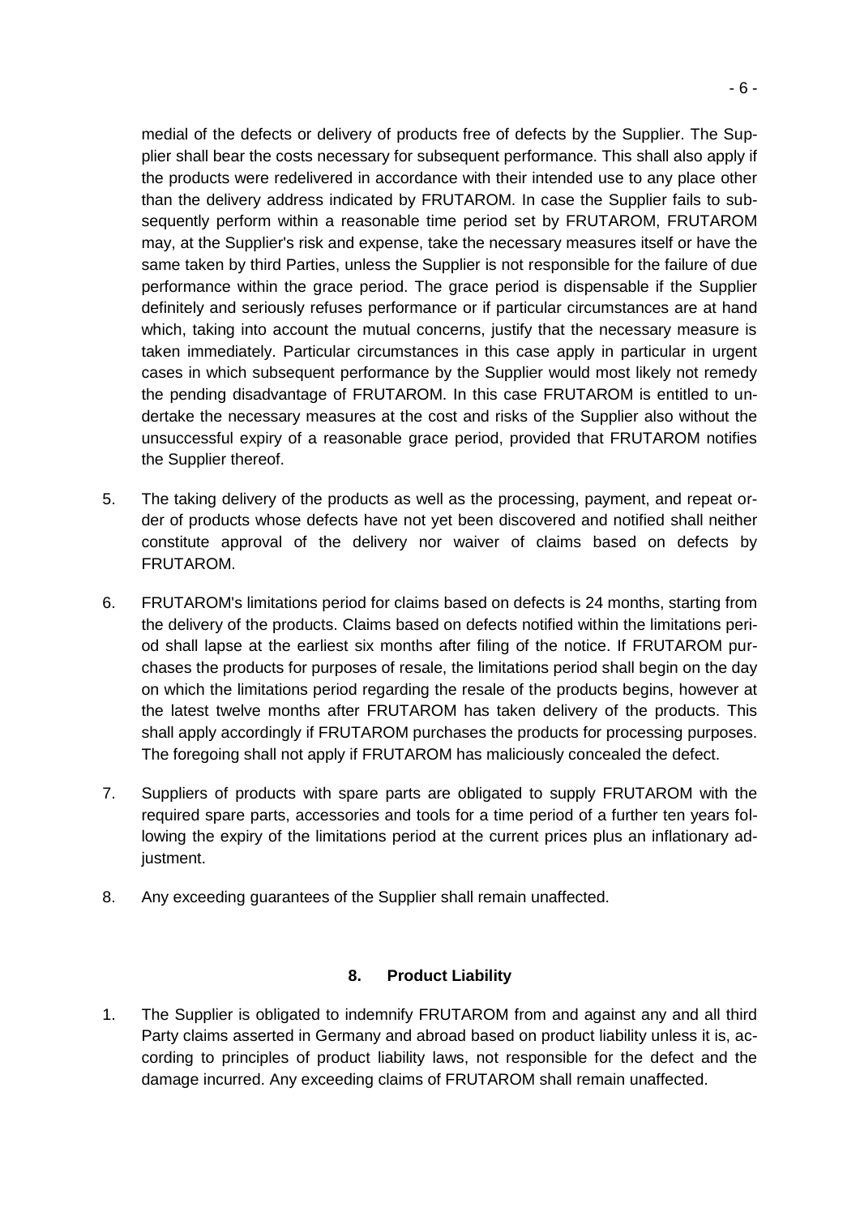medial of the defects or delivery of products free of defects by the Supplier. The Supplier shall bear the costs necessary for subsequent performance. This shall also apply if the products were redelivered in accordance with their intended use to any place other than the delivery address indicated by FRUTAROM. In case the Supplier fails to subsequently perform within a reasonable time period set by FRUTAROM, FRUTAROM may, at the Supplier's risk and expense, take the necessary measures itself or have the same taken by third Parties, unless the Supplier is not responsible for the failure of due performance within the grace period. The grace period is dispensable if the Supplier definitely and seriously refuses performance or if particular circumstances are at hand which, taking into account the mutual concerns, justify that the necessary measure is taken immediately. Particular circumstances in this case apply in particular in urgent cases in which subsequent performance by the Supplier would most likely not remedy the pending disadvantage of FRUTAROM. In this case FRUTAROM is entitled to undertake the necessary measures at the cost and risks of the Supplier also without the unsuccessful expiry of a reasonable grace period, provided that FRUTAROM notifies the Supplier thereof.

5. The taking delivery of the products as well as the processing, payment, and repeat order of products whose defects have not yet been discovered and notified shall neither constitute approval of the delivery nor waiver of claims based on defects by FRUTAROM.

6. FRUTAROM's limitations period for claims based on defects is 24 months, starting from the delivery of the products. Claims based on defects notified within the limitations period shall lapse at the earliest six months after filing of the notice. If FRUTAROM purchases the products for purposes of resale, the limitations period shall begin on the day on which the limitations period regarding the resale of the products begins, however at the latest twelve months after FRUTAROM has taken delivery of the products. This shall apply accordingly if FRUTAROM purchases the products for processing purposes. The foregoing shall not apply if FRUTAROM has maliciously concealed the defect.

7. Suppliers of products with spare parts are obligated to supply FRUTAROM with the required spare parts, accessories and tools for a time period of a further ten years following the expiry of the limitations period at the current prices plus an inflationary adjustment.

8. Any exceeding guarantees of the Supplier shall remain unaffected.

## 8. Product Liability

1. The Supplier is obligated to indemnify FRUTAROM from and against any and all third Party claims asserted in Germany and abroad based on product liability unless it is, according to principles of product liability laws, not responsible for the defect and the damage incurred. Any exceeding claims of FRUTAROM shall remain unaffected.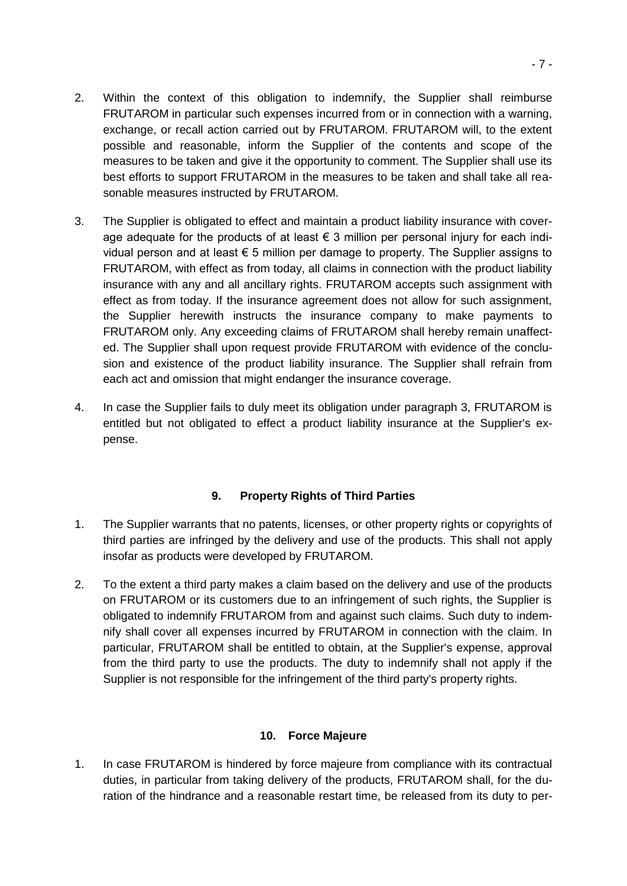2. Within the context of this obligation to indemnify, the Supplier shall reimburse FRUTAROM in particular such expenses incurred from or in connection with a warning, exchange, or recall action carried out by FRUTAROM. FRUTAROM will, to the extent possible and reasonable, inform the Supplier of the contents and scope of the measures to be taken and give it the opportunity to comment. The Supplier shall use its best efforts to support FRUTAROM in the measures to be taken and shall take all reasonable measures instructed by FRUTAROM.

3. The Supplier is obligated to effect and maintain a product liability insurance with coverage adequate for the products of at least € 3 million per personal injury for each individual person and at least € 5 million per damage to property. The Supplier assigns to FRUTAROM, with effect as from today, all claims in connection with the product liability insurance with any and all ancillary rights. FRUTAROM accepts such assignment with effect as from today. If the insurance agreement does not allow for such assignment, the Supplier herewith instructs the insurance company to make payments to FRUTAROM only. Any exceeding claims of FRUTAROM shall hereby remain unaffected. The Supplier shall upon request provide FRUTAROM with evidence of the conclusion and existence of the product liability insurance. The Supplier shall refrain from each act and omission that might endanger the insurance coverage.

4. In case the Supplier fails to duly meet its obligation under paragraph 3, FRUTAROM is entitled but not obligated to effect a product liability insurance at the Supplier's expense.

## 9. Property Rights of Third Parties

1. The Supplier warrants that no patents, licenses, or other property rights or copyrights of third parties are infringed by the delivery and use of the products. This shall not apply insofar as products were developed by FRUTAROM.

2. To the extent a third party makes a claim based on the delivery and use of the products on FRUTAROM or its customers due to an infringement of such rights, the Supplier is obligated to indemnify FRUTAROM from and against such claims. Such duty to indemnify shall cover all expenses incurred by FRUTAROM in connection with the claim. In particular, FRUTAROM shall be entitled to obtain, at the Supplier's expense, approval from the third party to use the products. The duty to indemnify shall not apply if the Supplier is not responsible for the infringement of the third party's property rights.

## 10. Force Majeure

1. In case FRUTAROM is hindered by force majeure from compliance with its contractual duties, in particular from taking delivery of the products, FRUTAROM shall, for the duration of the hindrance and a reasonable restart time, be released from its duty to per-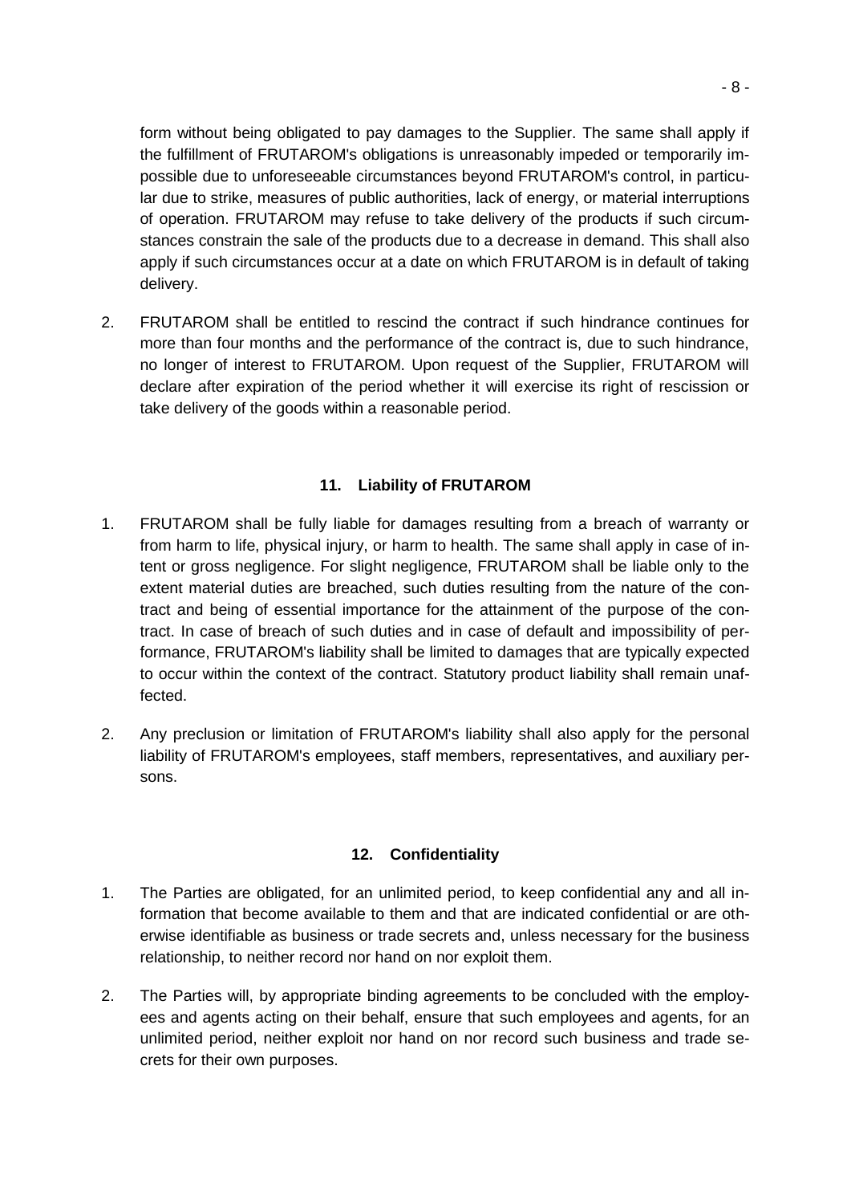form without being obligated to pay damages to the Supplier. The same shall apply if the fulfillment of FRUTAROM's obligations is unreasonably impeded or temporarily impossible due to unforeseeable circumstances beyond FRUTAROM's control, in particular due to strike, measures of public authorities, lack of energy, or material interruptions of operation. FRUTAROM may refuse to take delivery of the products if such circumstances constrain the sale of the products due to a decrease in demand. This shall also apply if such circumstances occur at a date on which FRUTAROM is in default of taking delivery.

2. FRUTAROM shall be entitled to rescind the contract if such hindrance continues for more than four months and the performance of the contract is, due to such hindrance, no longer of interest to FRUTAROM. Upon request of the Supplier, FRUTAROM will declare after expiration of the period whether it will exercise its right of rescission or take delivery of the goods within a reasonable period.

## 11. Liability of FRUTAROM

1. FRUTAROM shall be fully liable for damages resulting from a breach of warranty or from harm to life, physical injury, or harm to health. The same shall apply in case of intent or gross negligence. For slight negligence, FRUTAROM shall be liable only to the extent material duties are breached, such duties resulting from the nature of the contract and being of essential importance for the attainment of the purpose of the contract. In case of breach of such duties and in case of default and impossibility of performance, FRUTAROM's liability shall be limited to damages that are typically expected to occur within the context of the contract. Statutory product liability shall remain unaffected.

2. Any preclusion or limitation of FRUTAROM's liability shall also apply for the personal liability of FRUTAROM's employees, staff members, representatives, and auxiliary persons.

## 12. Confidentiality

1. The Parties are obligated, for an unlimited period, to keep confidential any and all information that become available to them and that are indicated confidential or are otherwise identifiable as business or trade secrets and, unless necessary for the business relationship, to neither record nor hand on nor exploit them.

2. The Parties will, by appropriate binding agreements to be concluded with the employees and agents acting on their behalf, ensure that such employees and agents, for an unlimited period, neither exploit nor hand on nor record such business and trade secrets for their own purposes.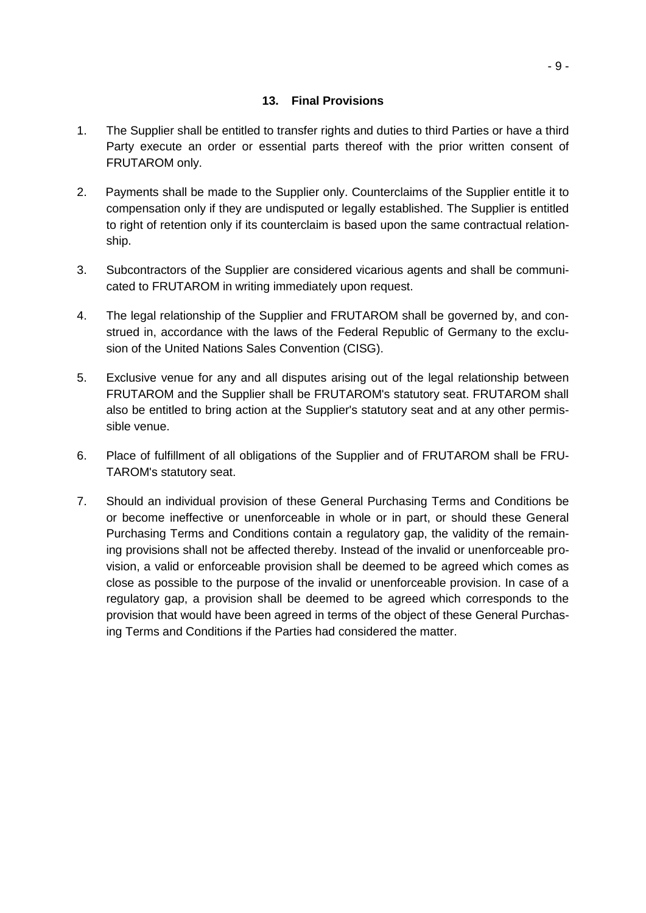## 13. Final Provisions

1. The Supplier shall be entitled to transfer rights and duties to third Parties or have a third Party execute an order or essential parts thereof with the prior written consent of FRUTAROM only.

2. Payments shall be made to the Supplier only. Counterclaims of the Supplier entitle it to compensation only if they are undisputed or legally established. The Supplier is entitled to right of retention only if its counterclaim is based upon the same contractual relationship.

3. Subcontractors of the Supplier are considered vicarious agents and shall be communicated to FRUTAROM in writing immediately upon request.

4. The legal relationship of the Supplier and FRUTAROM shall be governed by, and construed in, accordance with the laws of the Federal Republic of Germany to the exclusion of the United Nations Sales Convention (CISG).

5. Exclusive venue for any and all disputes arising out of the legal relationship between FRUTAROM and the Supplier shall be FRUTAROM's statutory seat. FRUTAROM shall also be entitled to bring action at the Supplier's statutory seat and at any other permissible venue.

6. Place of fulfillment of all obligations of the Supplier and of FRUTAROM shall be FRUTAROM's statutory seat.

7. Should an individual provision of these General Purchasing Terms and Conditions be or become ineffective or unenforceable in whole or in part, or should these General Purchasing Terms and Conditions contain a regulatory gap, the validity of the remaining provisions shall not be affected thereby. Instead of the invalid or unenforceable provision, a valid or enforceable provision shall be deemed to be agreed which comes as close as possible to the purpose of the invalid or unenforceable provision. In case of a regulatory gap, a provision shall be deemed to be agreed which corresponds to the provision that would have been agreed in terms of the object of these General Purchasing Terms and Conditions if the Parties had considered the matter.